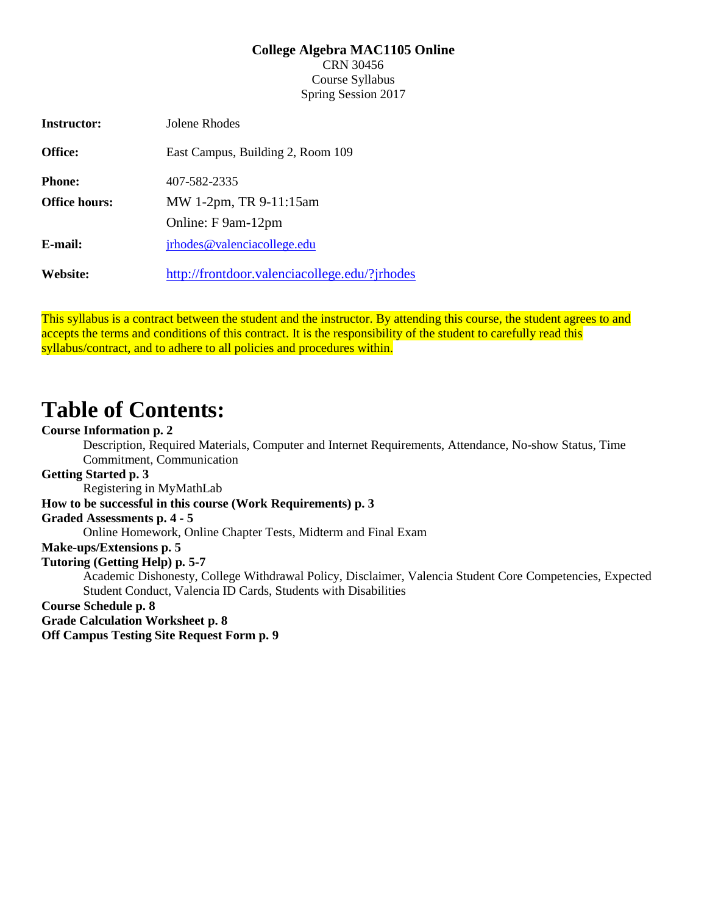**College Algebra MAC1105 Online**

CRN 30456

Course Syllabus

Spring Session 2017

| | |
|---|---|
| **Instructor:** | Jolene Rhodes |
| **Office:** | East Campus, Building 2, Room 109 |
| **Phone:** | 407-582-2335 |
| **Office hours:** | MW 1-2pm, TR 9-11:15am |
| | Online: F 9am-12pm |
| **E-mail:** | jrhodes@valenciacollege.edu |
| **Website:** | http://frontdoor.valenciacollege.edu/?jrhodes |

This syllabus is a contract between the student and the instructor. By attending this course, the student agrees to and accepts the terms and conditions of this contract. It is the responsibility of the student to carefully read this syllabus/contract, and to adhere to all policies and procedures within.

# Table of Contents:

**Course Information p. 2**
- Description, Required Materials, Computer and Internet Requirements, Attendance, No-show Status, Time Commitment, Communication

**Getting Started p. 3**
- Registering in MyMathLab

**How to be successful in this course (Work Requirements) p. 3**

**Graded Assessments p. 4 - 5**
- Online Homework, Online Chapter Tests, Midterm and Final Exam

**Make-ups/Extensions p. 5**

**Tutoring (Getting Help) p. 5-7**
- Academic Dishonesty, College Withdrawal Policy, Disclaimer, Valencia Student Core Competencies, Expected Student Conduct, Valencia ID Cards, Students with Disabilities

**Course Schedule p. 8**

**Grade Calculation Worksheet p. 8**

**Off Campus Testing Site Request Form p. 9**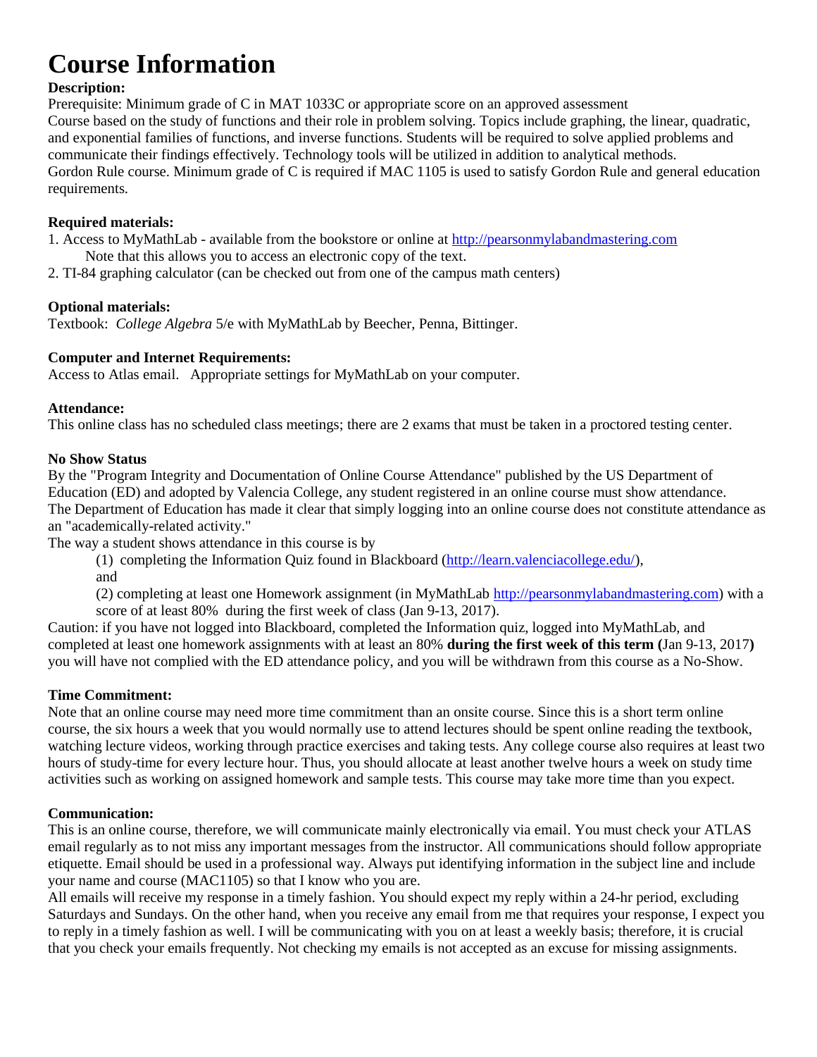# Course Information

**Description:**

Prerequisite: Minimum grade of C in MAT 1033C or appropriate score on an approved assessment
Course based on the study of functions and their role in problem solving. Topics include graphing, the linear, quadratic, and exponential families of functions, and inverse functions. Students will be required to solve applied problems and communicate their findings effectively. Technology tools will be utilized in addition to analytical methods.
Gordon Rule course. Minimum grade of C is required if MAC 1105 is used to satisfy Gordon Rule and general education requirements.

**Required materials:**

1. Access to MyMathLab - available from the bookstore or online at [http://pearsonmylabandmastering.com](http://pearsonmylabandmastering.com)
   Note that this allows you to access an electronic copy of the text.
2. TI-84 graphing calculator (can be checked out from one of the campus math centers)

**Optional materials:**

Textbook: *College Algebra* 5/e with MyMathLab by Beecher, Penna, Bittinger.

**Computer and Internet Requirements:**

Access to Atlas email. Appropriate settings for MyMathLab on your computer.

**Attendance:**

This online class has no scheduled class meetings; there are 2 exams that must be taken in a proctored testing center.

**No Show Status**

By the "Program Integrity and Documentation of Online Course Attendance" published by the US Department of Education (ED) and adopted by Valencia College, any student registered in an online course must show attendance.
The Department of Education has made it clear that simply logging into an online course does not constitute attendance as an "academically-related activity."
The way a student shows attendance in this course is by

(1) completing the Information Quiz found in Blackboard ([http://learn.valenciacollege.edu/](http://learn.valenciacollege.edu/)), and

(2) completing at least one Homework assignment (in MyMathLab [http://pearsonmylabandmastering.com](http://pearsonmylabandmastering.com)) with a score of at least 80% during the first week of class (Jan 9-13, 2017).

Caution: if you have not logged into Blackboard, completed the Information quiz, logged into MyMathLab, and completed at least one homework assignments with at least an 80% **during the first week of this term (**Jan 9-13, 2017**)** you will have not complied with the ED attendance policy, and you will be withdrawn from this course as a No-Show.

**Time Commitment:**

Note that an online course may need more time commitment than an onsite course. Since this is a short term online course, the six hours a week that you would normally use to attend lectures should be spent online reading the textbook, watching lecture videos, working through practice exercises and taking tests. Any college course also requires at least two hours of study-time for every lecture hour. Thus, you should allocate at least another twelve hours a week on study time activities such as working on assigned homework and sample tests. This course may take more time than you expect.

**Communication:**

This is an online course, therefore, we will communicate mainly electronically via email. You must check your ATLAS email regularly as to not miss any important messages from the instructor. All communications should follow appropriate etiquette. Email should be used in a professional way. Always put identifying information in the subject line and include your name and course (MAC1105) so that I know who you are.
All emails will receive my response in a timely fashion. You should expect my reply within a 24-hr period, excluding Saturdays and Sundays. On the other hand, when you receive any email from me that requires your response, I expect you to reply in a timely fashion as well. I will be communicating with you on at least a weekly basis; therefore, it is crucial that you check your emails frequently. Not checking my emails is not accepted as an excuse for missing assignments.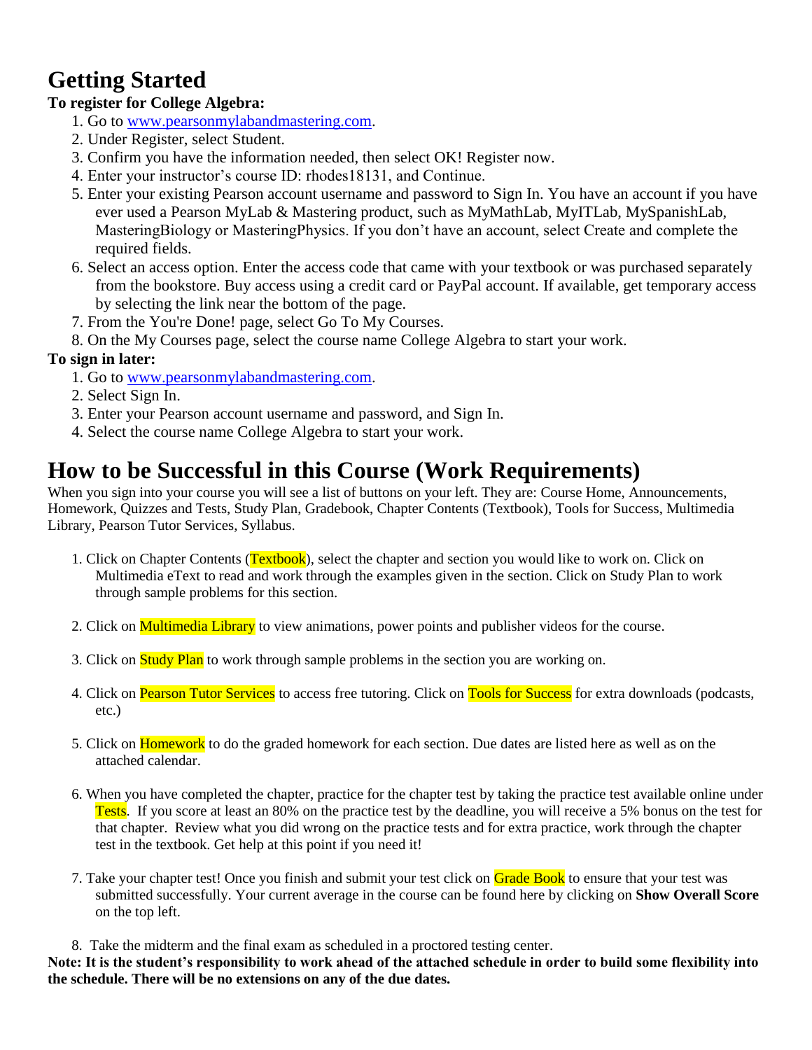# Getting Started

**To register for College Algebra:**

1. Go to www.pearsonmylabandmastering.com.
2. Under Register, select Student.
3. Confirm you have the information needed, then select OK! Register now.
4. Enter your instructor's course ID: rhodes18131, and Continue.
5. Enter your existing Pearson account username and password to Sign In. You have an account if you have ever used a Pearson MyLab & Mastering product, such as MyMathLab, MyITLab, MySpanishLab, MasteringBiology or MasteringPhysics. If you don't have an account, select Create and complete the required fields.
6. Select an access option. Enter the access code that came with your textbook or was purchased separately from the bookstore. Buy access using a credit card or PayPal account. If available, get temporary access by selecting the link near the bottom of the page.
7. From the You're Done! page, select Go To My Courses.
8. On the My Courses page, select the course name College Algebra to start your work.

**To sign in later:**

1. Go to www.pearsonmylabandmastering.com.
2. Select Sign In.
3. Enter your Pearson account username and password, and Sign In.
4. Select the course name College Algebra to start your work.

# How to be Successful in this Course (Work Requirements)

When you sign into your course you will see a list of buttons on your left. They are: Course Home, Announcements, Homework, Quizzes and Tests, Study Plan, Gradebook, Chapter Contents (Textbook), Tools for Success, Multimedia Library, Pearson Tutor Services, Syllabus.

1. Click on Chapter Contents (Textbook), select the chapter and section you would like to work on. Click on Multimedia eText to read and work through the examples given in the section. Click on Study Plan to work through sample problems for this section.

2. Click on Multimedia Library to view animations, power points and publisher videos for the course.

3. Click on Study Plan to work through sample problems in the section you are working on.

4. Click on Pearson Tutor Services to access free tutoring. Click on Tools for Success for extra downloads (podcasts, etc.)

5. Click on Homework to do the graded homework for each section. Due dates are listed here as well as on the attached calendar.

6. When you have completed the chapter, practice for the chapter test by taking the practice test available online under Tests. If you score at least an 80% on the practice test by the deadline, you will receive a 5% bonus on the test for that chapter. Review what you did wrong on the practice tests and for extra practice, work through the chapter test in the textbook. Get help at this point if you need it!

7. Take your chapter test! Once you finish and submit your test click on Grade Book to ensure that your test was submitted successfully. Your current average in the course can be found here by clicking on **Show Overall Score** on the top left.

8. Take the midterm and the final exam as scheduled in a proctored testing center.

**Note: It is the student's responsibility to work ahead of the attached schedule in order to build some flexibility into the schedule. There will be no extensions on any of the due dates.**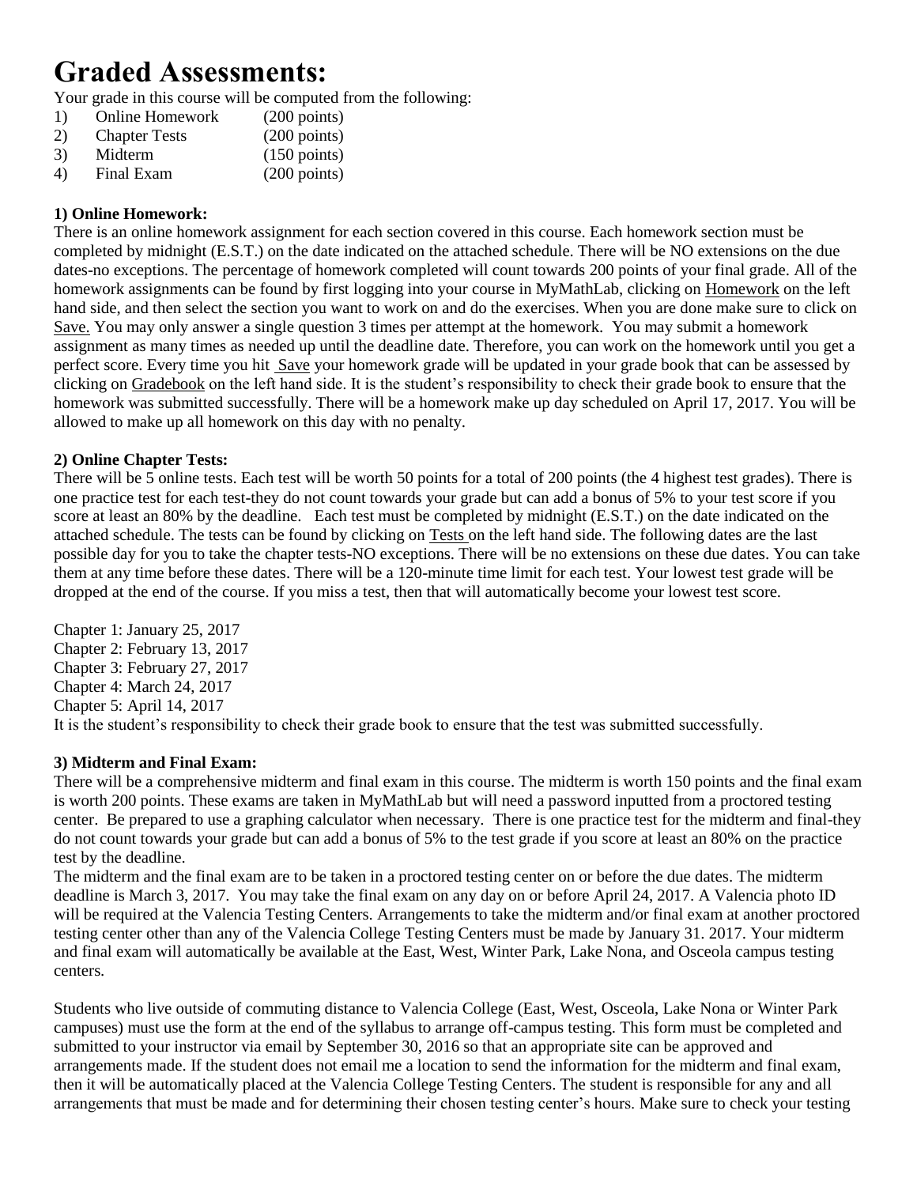# Graded Assessments:

Your grade in this course will be computed from the following:

1) Online Homework (200 points)
2) Chapter Tests (200 points)
3) Midterm (150 points)
4) Final Exam (200 points)

**1) Online Homework:**

There is an online homework assignment for each section covered in this course. Each homework section must be completed by midnight (E.S.T.) on the date indicated on the attached schedule. There will be NO extensions on the due dates-no exceptions. The percentage of homework completed will count towards 200 points of your final grade. All of the homework assignments can be found by first logging into your course in MyMathLab, clicking on Homework on the left hand side, and then select the section you want to work on and do the exercises. When you are done make sure to click on Save. You may only answer a single question 3 times per attempt at the homework. You may submit a homework assignment as many times as needed up until the deadline date. Therefore, you can work on the homework until you get a perfect score. Every time you hit Save your homework grade will be updated in your grade book that can be assessed by clicking on Gradebook on the left hand side. It is the student's responsibility to check their grade book to ensure that the homework was submitted successfully. There will be a homework make up day scheduled on April 17, 2017. You will be allowed to make up all homework on this day with no penalty.

**2) Online Chapter Tests:**

There will be 5 online tests. Each test will be worth 50 points for a total of 200 points (the 4 highest test grades). There is one practice test for each test-they do not count towards your grade but can add a bonus of 5% to your test score if you score at least an 80% by the deadline. Each test must be completed by midnight (E.S.T.) on the date indicated on the attached schedule. The tests can be found by clicking on Tests on the left hand side. The following dates are the last possible day for you to take the chapter tests-NO exceptions. There will be no extensions on these due dates. You can take them at any time before these dates. There will be a 120-minute time limit for each test. Your lowest test grade will be dropped at the end of the course. If you miss a test, then that will automatically become your lowest test score.

Chapter 1: January 25, 2017
Chapter 2: February 13, 2017
Chapter 3: February 27, 2017
Chapter 4: March 24, 2017
Chapter 5: April 14, 2017
It is the student's responsibility to check their grade book to ensure that the test was submitted successfully.

**3) Midterm and Final Exam:**

There will be a comprehensive midterm and final exam in this course. The midterm is worth 150 points and the final exam is worth 200 points. These exams are taken in MyMathLab but will need a password inputted from a proctored testing center. Be prepared to use a graphing calculator when necessary. There is one practice test for the midterm and final-they do not count towards your grade but can add a bonus of 5% to the test grade if you score at least an 80% on the practice test by the deadline.

The midterm and the final exam are to be taken in a proctored testing center on or before the due dates. The midterm deadline is March 3, 2017. You may take the final exam on any day on or before April 24, 2017. A Valencia photo ID will be required at the Valencia Testing Centers. Arrangements to take the midterm and/or final exam at another proctored testing center other than any of the Valencia College Testing Centers must be made by January 31. 2017. Your midterm and final exam will automatically be available at the East, West, Winter Park, Lake Nona, and Osceola campus testing centers.

Students who live outside of commuting distance to Valencia College (East, West, Osceola, Lake Nona or Winter Park campuses) must use the form at the end of the syllabus to arrange off-campus testing. This form must be completed and submitted to your instructor via email by September 30, 2016 so that an appropriate site can be approved and arrangements made. If the student does not email me a location to send the information for the midterm and final exam, then it will be automatically placed at the Valencia College Testing Centers. The student is responsible for any and all arrangements that must be made and for determining their chosen testing center's hours. Make sure to check your testing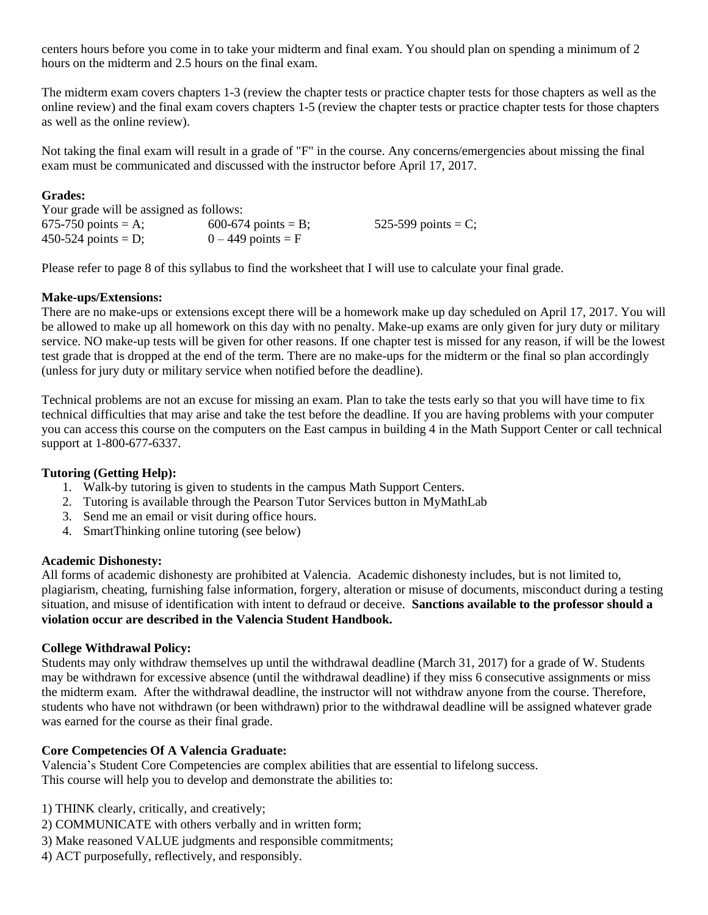centers hours before you come in to take your midterm and final exam. You should plan on spending a minimum of 2 hours on the midterm and 2.5 hours on the final exam.

The midterm exam covers chapters 1-3 (review the chapter tests or practice chapter tests for those chapters as well as the online review) and the final exam covers chapters 1-5 (review the chapter tests or practice chapter tests for those chapters as well as the online review).

Not taking the final exam will result in a grade of "F" in the course. Any concerns/emergencies about missing the final exam must be communicated and discussed with the instructor before April 17, 2017.

**Grades:**

Your grade will be assigned as follows:

| | | |
|---|---|---|
| 675-750 points = A; | 600-674 points = B; | 525-599 points = C; |
| 450-524 points = D; | 0 – 449 points = F | |

Please refer to page 8 of this syllabus to find the worksheet that I will use to calculate your final grade.

**Make-ups/Extensions:**

There are no make-ups or extensions except there will be a homework make up day scheduled on April 17, 2017. You will be allowed to make up all homework on this day with no penalty. Make-up exams are only given for jury duty or military service. NO make-up tests will be given for other reasons. If one chapter test is missed for any reason, if will be the lowest test grade that is dropped at the end of the term. There are no make-ups for the midterm or the final so plan accordingly (unless for jury duty or military service when notified before the deadline).

Technical problems are not an excuse for missing an exam. Plan to take the tests early so that you will have time to fix technical difficulties that may arise and take the test before the deadline. If you are having problems with your computer you can access this course on the computers on the East campus in building 4 in the Math Support Center or call technical support at 1-800-677-6337.

**Tutoring (Getting Help):**

1. Walk-by tutoring is given to students in the campus Math Support Centers.
2. Tutoring is available through the Pearson Tutor Services button in MyMathLab
3. Send me an email or visit during office hours.
4. SmartThinking online tutoring (see below)

**Academic Dishonesty:**

All forms of academic dishonesty are prohibited at Valencia. Academic dishonesty includes, but is not limited to, plagiarism, cheating, furnishing false information, forgery, alteration or misuse of documents, misconduct during a testing situation, and misuse of identification with intent to defraud or deceive. **Sanctions available to the professor should a violation occur are described in the Valencia Student Handbook.**

**College Withdrawal Policy:**

Students may only withdraw themselves up until the withdrawal deadline (March 31, 2017) for a grade of W. Students may be withdrawn for excessive absence (until the withdrawal deadline) if they miss 6 consecutive assignments or miss the midterm exam. After the withdrawal deadline, the instructor will not withdraw anyone from the course. Therefore, students who have not withdrawn (or been withdrawn) prior to the withdrawal deadline will be assigned whatever grade was earned for the course as their final grade.

**Core Competencies Of A Valencia Graduate:**

Valencia's Student Core Competencies are complex abilities that are essential to lifelong success.
This course will help you to develop and demonstrate the abilities to:

1) THINK clearly, critically, and creatively;
2) COMMUNICATE with others verbally and in written form;
3) Make reasoned VALUE judgments and responsible commitments;
4) ACT purposefully, reflectively, and responsibly.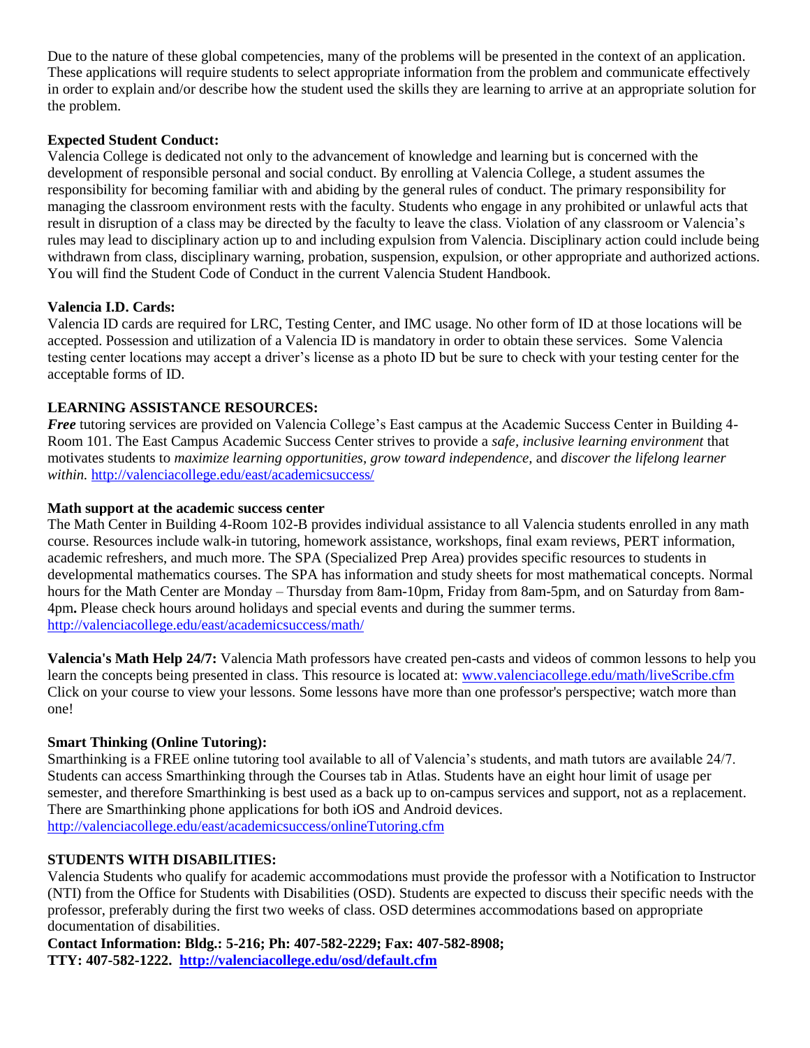Due to the nature of these global competencies, many of the problems will be presented in the context of an application. These applications will require students to select appropriate information from the problem and communicate effectively in order to explain and/or describe how the student used the skills they are learning to arrive at an appropriate solution for the problem.

**Expected Student Conduct:**
Valencia College is dedicated not only to the advancement of knowledge and learning but is concerned with the development of responsible personal and social conduct. By enrolling at Valencia College, a student assumes the responsibility for becoming familiar with and abiding by the general rules of conduct. The primary responsibility for managing the classroom environment rests with the faculty. Students who engage in any prohibited or unlawful acts that result in disruption of a class may be directed by the faculty to leave the class. Violation of any classroom or Valencia's rules may lead to disciplinary action up to and including expulsion from Valencia. Disciplinary action could include being withdrawn from class, disciplinary warning, probation, suspension, expulsion, or other appropriate and authorized actions. You will find the Student Code of Conduct in the current Valencia Student Handbook.

**Valencia I.D. Cards:**
Valencia ID cards are required for LRC, Testing Center, and IMC usage. No other form of ID at those locations will be accepted. Possession and utilization of a Valencia ID is mandatory in order to obtain these services. Some Valencia testing center locations may accept a driver's license as a photo ID but be sure to check with your testing center for the acceptable forms of ID.

**LEARNING ASSISTANCE RESOURCES:**
***Free*** tutoring services are provided on Valencia College's East campus at the Academic Success Center in Building 4-Room 101. The East Campus Academic Success Center strives to provide a *safe, inclusive learning environment* that motivates students to *maximize learning opportunities, grow toward independence,* and *discover the lifelong learner within.* http://valenciacollege.edu/east/academicsuccess/

**Math support at the academic success center**
The Math Center in Building 4-Room 102-B provides individual assistance to all Valencia students enrolled in any math course. Resources include walk-in tutoring, homework assistance, workshops, final exam reviews, PERT information, academic refreshers, and much more. The SPA (Specialized Prep Area) provides specific resources to students in developmental mathematics courses. The SPA has information and study sheets for most mathematical concepts. Normal hours for the Math Center are Monday – Thursday from 8am-10pm, Friday from 8am-5pm, and on Saturday from 8am-4pm**.** Please check hours around holidays and special events and during the summer terms.
http://valenciacollege.edu/east/academicsuccess/math/

**Valencia's Math Help 24/7:** Valencia Math professors have created pen-casts and videos of common lessons to help you learn the concepts being presented in class. This resource is located at: www.valenciacollege.edu/math/liveScribe.cfm Click on your course to view your lessons. Some lessons have more than one professor's perspective; watch more than one!

**Smart Thinking (Online Tutoring):**
Smarthinking is a FREE online tutoring tool available to all of Valencia's students, and math tutors are available 24/7. Students can access Smarthinking through the Courses tab in Atlas. Students have an eight hour limit of usage per semester, and therefore Smarthinking is best used as a back up to on-campus services and support, not as a replacement. There are Smarthinking phone applications for both iOS and Android devices.
http://valenciacollege.edu/east/academicsuccess/onlineTutoring.cfm

**STUDENTS WITH DISABILITIES:**
Valencia Students who qualify for academic accommodations must provide the professor with a Notification to Instructor (NTI) from the Office for Students with Disabilities (OSD). Students are expected to discuss their specific needs with the professor, preferably during the first two weeks of class. OSD determines accommodations based on appropriate documentation of disabilities.
**Contact Information: Bldg.: 5-216; Ph: 407-582-2229; Fax: 407-582-8908;**
**TTY: 407-582-1222. http://valenciacollege.edu/osd/default.cfm**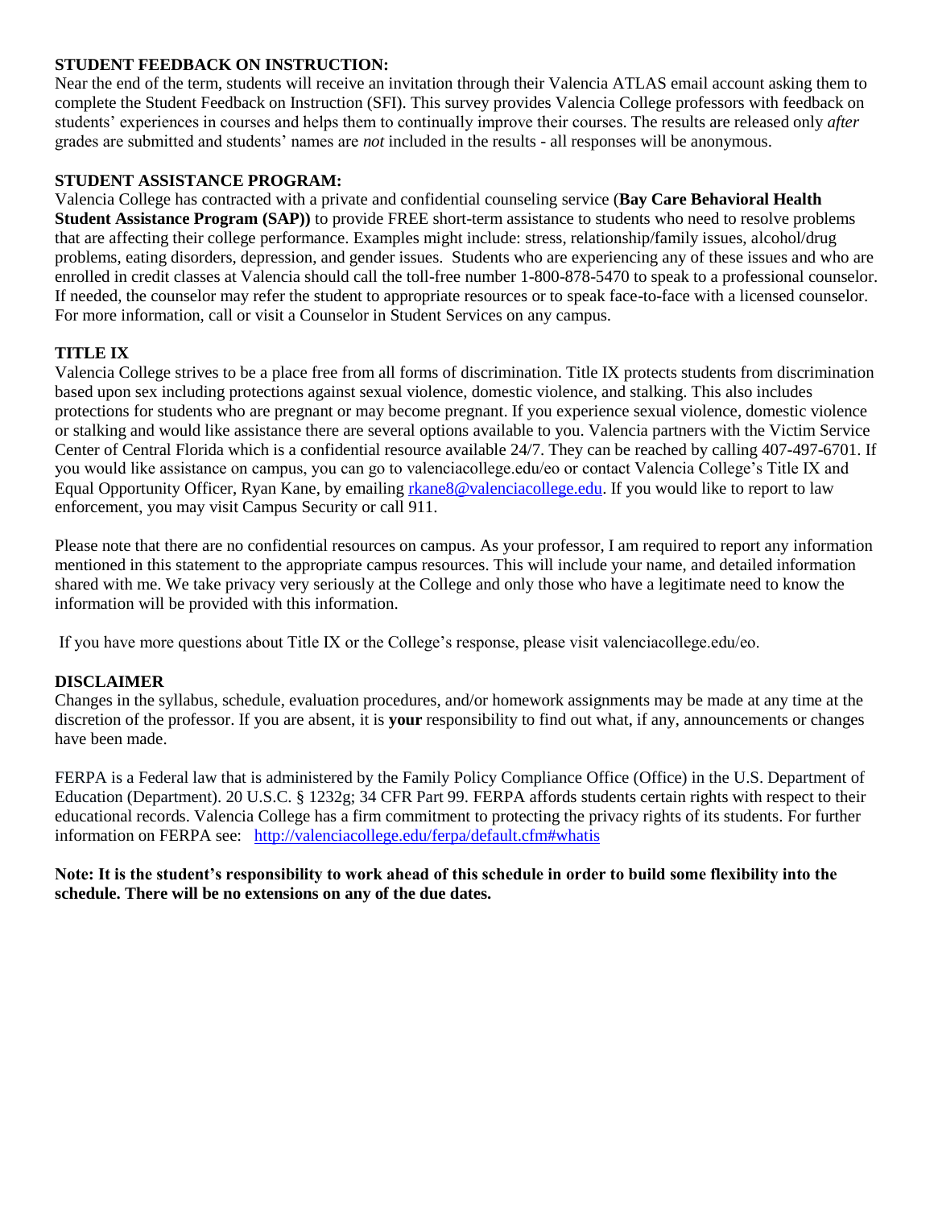**STUDENT FEEDBACK ON INSTRUCTION:**
Near the end of the term, students will receive an invitation through their Valencia ATLAS email account asking them to complete the Student Feedback on Instruction (SFI). This survey provides Valencia College professors with feedback on students' experiences in courses and helps them to continually improve their courses. The results are released only *after* grades are submitted and students' names are *not* included in the results - all responses will be anonymous.

**STUDENT ASSISTANCE PROGRAM:**
Valencia College has contracted with a private and confidential counseling service (**Bay Care Behavioral Health Student Assistance Program (SAP))** to provide FREE short-term assistance to students who need to resolve problems that are affecting their college performance. Examples might include: stress, relationship/family issues, alcohol/drug problems, eating disorders, depression, and gender issues. Students who are experiencing any of these issues and who are enrolled in credit classes at Valencia should call the toll-free number 1-800-878-5470 to speak to a professional counselor. If needed, the counselor may refer the student to appropriate resources or to speak face-to-face with a licensed counselor. For more information, call or visit a Counselor in Student Services on any campus.

**TITLE IX**
Valencia College strives to be a place free from all forms of discrimination. Title IX protects students from discrimination based upon sex including protections against sexual violence, domestic violence, and stalking. This also includes protections for students who are pregnant or may become pregnant. If you experience sexual violence, domestic violence or stalking and would like assistance there are several options available to you. Valencia partners with the Victim Service Center of Central Florida which is a confidential resource available 24/7. They can be reached by calling 407-497-6701. If you would like assistance on campus, you can go to valenciacollege.edu/eo or contact Valencia College's Title IX and Equal Opportunity Officer, Ryan Kane, by emailing rkane8@valenciacollege.edu. If you would like to report to law enforcement, you may visit Campus Security or call 911.

Please note that there are no confidential resources on campus. As your professor, I am required to report any information mentioned in this statement to the appropriate campus resources. This will include your name, and detailed information shared with me. We take privacy very seriously at the College and only those who have a legitimate need to know the information will be provided with this information.

If you have more questions about Title IX or the College's response, please visit valenciacollege.edu/eo.

**DISCLAIMER**
Changes in the syllabus, schedule, evaluation procedures, and/or homework assignments may be made at any time at the discretion of the professor. If you are absent, it is **your** responsibility to find out what, if any, announcements or changes have been made.

FERPA is a Federal law that is administered by the Family Policy Compliance Office (Office) in the U.S. Department of Education (Department). 20 U.S.C. § 1232g; 34 CFR Part 99. FERPA affords students certain rights with respect to their educational records. Valencia College has a firm commitment to protecting the privacy rights of its students. For further information on FERPA see: http://valenciacollege.edu/ferpa/default.cfm#whatis

**Note: It is the student's responsibility to work ahead of this schedule in order to build some flexibility into the schedule. There will be no extensions on any of the due dates.**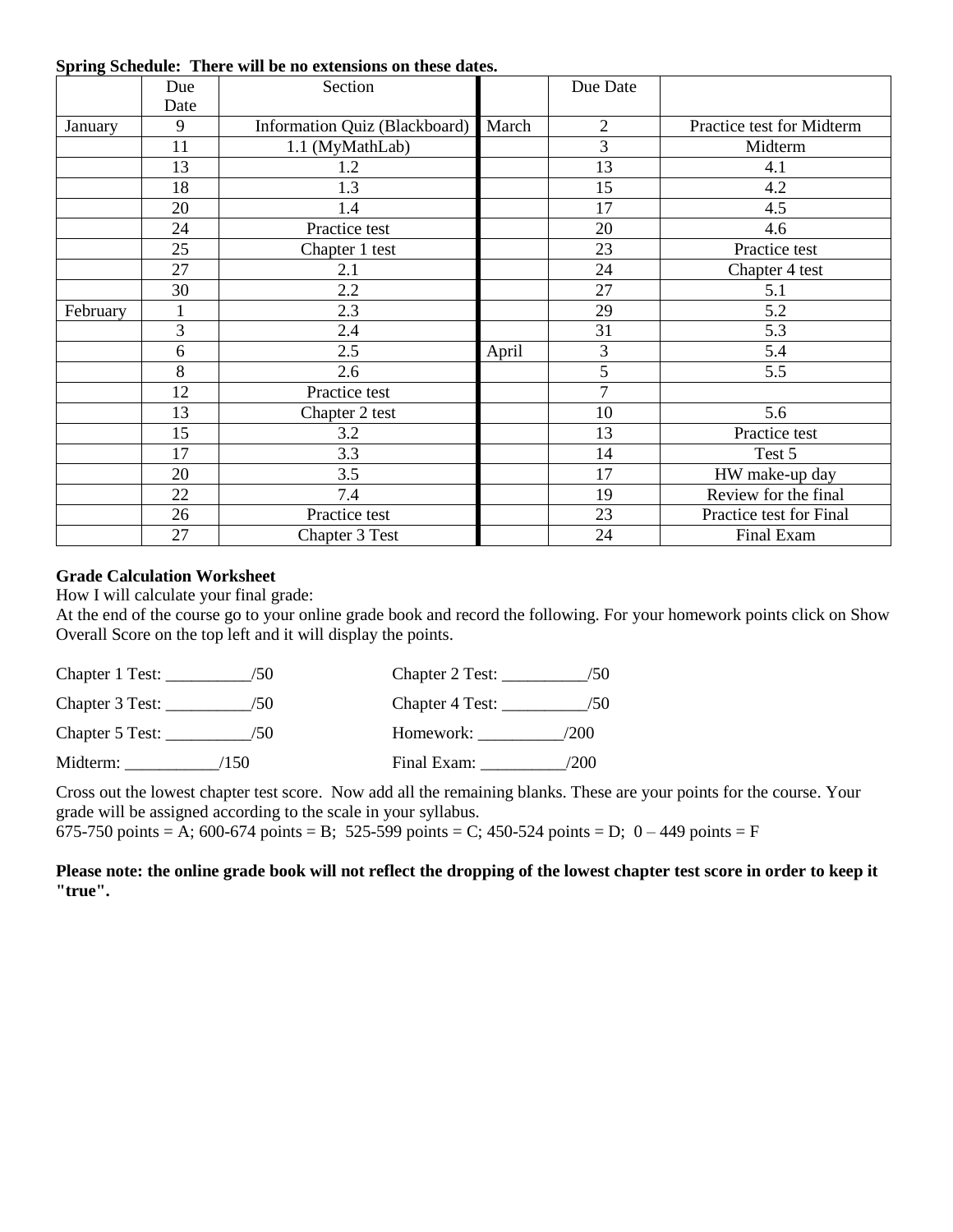**Spring Schedule: There will be no extensions on these dates.**

| | Due Date | Section | | Due Date | |
|---|---|---|---|---|---|
| January | 9 | Information Quiz (Blackboard) | March | 2 | Practice test for Midterm |
| | 11 | 1.1 (MyMathLab) | | 3 | Midterm |
| | 13 | 1.2 | | 13 | 4.1 |
| | 18 | 1.3 | | 15 | 4.2 |
| | 20 | 1.4 | | 17 | 4.5 |
| | 24 | Practice test | | 20 | 4.6 |
| | 25 | Chapter 1 test | | 23 | Practice test |
| | 27 | 2.1 | | 24 | Chapter 4 test |
| | 30 | 2.2 | | 27 | 5.1 |
| February | 1 | 2.3 | | 29 | 5.2 |
| | 3 | 2.4 | | 31 | 5.3 |
| | 6 | 2.5 | April | 3 | 5.4 |
| | 8 | 2.6 | | 5 | 5.5 |
| | 12 | Practice test | | 7 | |
| | 13 | Chapter 2 test | | 10 | 5.6 |
| | 15 | 3.2 | | 13 | Practice test |
| | 17 | 3.3 | | 14 | Test 5 |
| | 20 | 3.5 | | 17 | HW make-up day |
| | 22 | 7.4 | | 19 | Review for the final |
| | 26 | Practice test | | 23 | Practice test for Final |
| | 27 | Chapter 3 Test | | 24 | Final Exam |

**Grade Calculation Worksheet**

How I will calculate your final grade:

At the end of the course go to your online grade book and record the following. For your homework points click on Show Overall Score on the top left and it will display the points.

Chapter 1 Test: __________/50 Chapter 2 Test: __________/50

Chapter 3 Test: __________/50 Chapter 4 Test: __________/50

Chapter 5 Test: __________/50 Homework: __________/200

Midterm: ___________/150 Final Exam: __________/200

Cross out the lowest chapter test score. Now add all the remaining blanks. These are your points for the course. Your grade will be assigned according to the scale in your syllabus.

675-750 points = A; 600-674 points = B; 525-599 points = C; 450-524 points = D; 0 – 449 points = F

**Please note: the online grade book will not reflect the dropping of the lowest chapter test score in order to keep it "true".**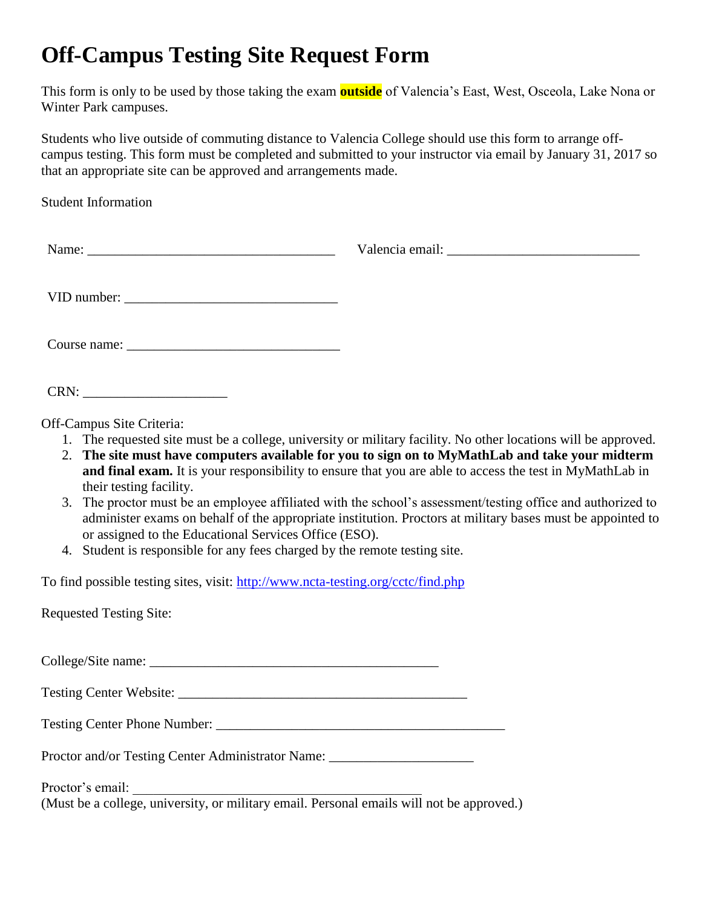# Off-Campus Testing Site Request Form

This form is only to be used by those taking the exam **outside** of Valencia's East, West, Osceola, Lake Nona or Winter Park campuses.

Students who live outside of commuting distance to Valencia College should use this form to arrange off-campus testing. This form must be completed and submitted to your instructor via email by January 31, 2017 so that an appropriate site can be approved and arrangements made.

Student Information

Name: ___________________________________ Valencia email: ___________________________

VID number: ______________________________

Course name: ______________________________

CRN: ____________________

Off-Campus Site Criteria:

1. The requested site must be a college, university or military facility. No other locations will be approved.
2. **The site must have computers available for you to sign on to MyMathLab and take your midterm and final exam.** It is your responsibility to ensure that you are able to access the test in MyMathLab in their testing facility.
3. The proctor must be an employee affiliated with the school's assessment/testing office and authorized to administer exams on behalf of the appropriate institution. Proctors at military bases must be appointed to or assigned to the Educational Services Office (ESO).
4. Student is responsible for any fees charged by the remote testing site.

To find possible testing sites, visit: http://www.ncta-testing.org/cctc/find.php

Requested Testing Site:

College/Site name: _________________________________________

Testing Center Website: _________________________________________

Testing Center Phone Number: _________________________________________

Proctor and/or Testing Center Administrator Name: ____________________

Proctor's email: _________________________________________
(Must be a college, university, or military email. Personal emails will not be approved.)